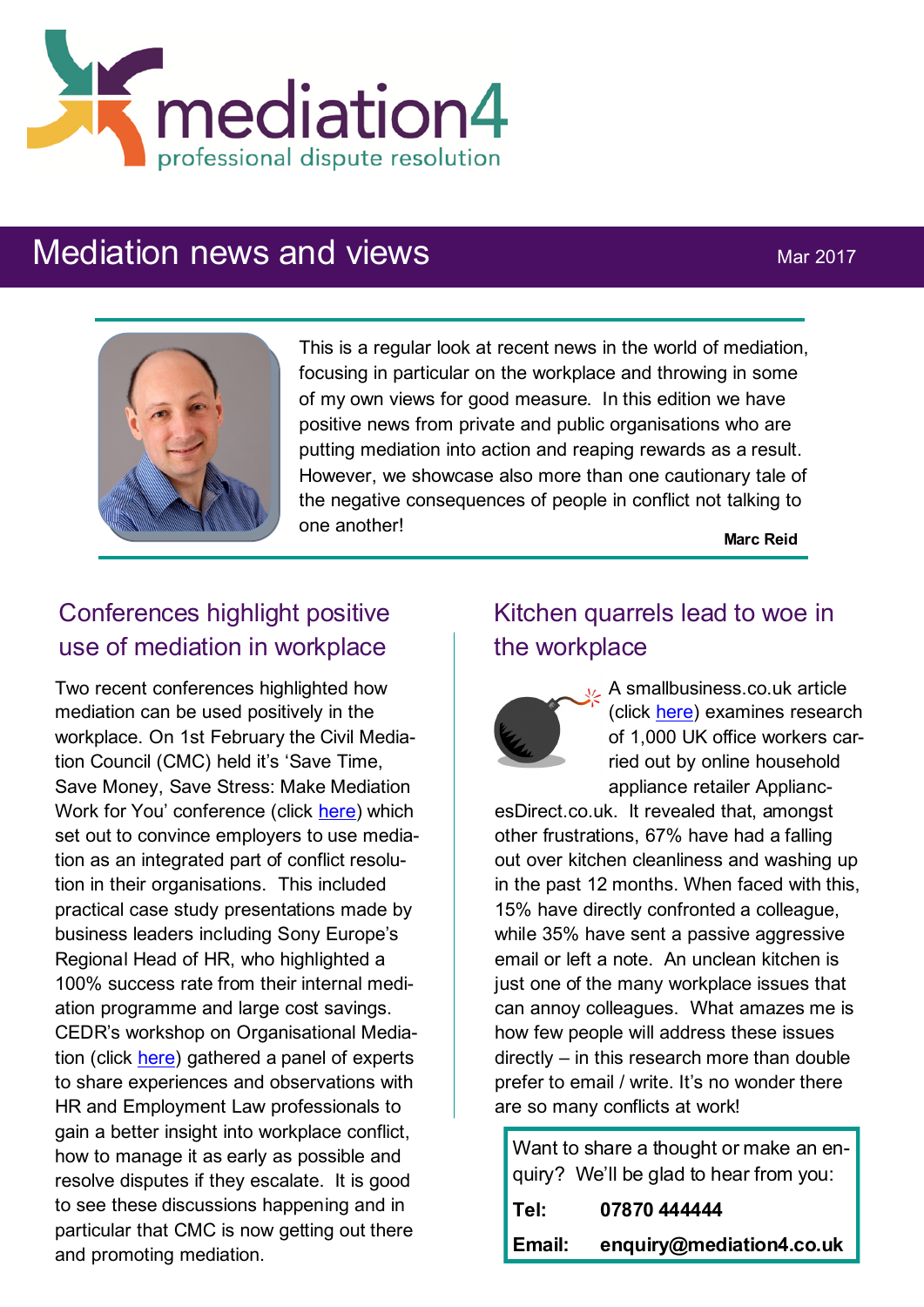mediation4

professional dispute resolution

# Mediation news and views

Mar 2017

This is a regular look at recent news in the world of mediation, focusing in particular on the workplace and throwing in some of my own views for good measure. In this edition we have positive news from private and public organisations who are putting mediation into action and reaping rewards as a result. However, we showcase also more than one cautionary tale of the negative consequences of people in conflict not talking to one another!

**Marc Reid**

## Conferences highlight positive use of mediation in workplace

Two recent conferences highlighted how mediation can be used positively in the workplace. On 1st February the Civil Mediation Council (CMC) held it's 'Save Time, Save Money, Save Stress: Make Mediation Work for You' conference (click here) which set out to convince employers to use mediation as an integrated part of conflict resolution in their organisations. This included practical case study presentations made by business leaders including Sony Europe's Regional Head of HR, who highlighted a 100% success rate from their internal mediation programme and large cost savings. CEDR's workshop on Organisational Mediation (click here) gathered a panel of experts to share experiences and observations with HR and Employment Law professionals to gain a better insight into workplace conflict, how to manage it as early as possible and resolve disputes if they escalate. It is good to see these discussions happening and in particular that CMC is now getting out there and promoting mediation.

## Kitchen quarrels lead to woe in the workplace

A smallbusiness.co.uk article (click here) examines research of 1,000 UK office workers carried out by online household appliance retailer AppliancesDirect.co.uk. It revealed that, amongst other frustrations, 67% have had a falling out over kitchen cleanliness and washing up in the past 12 months. When faced with this, 15% have directly confronted a colleague, while 35% have sent a passive aggressive email or left a note. An unclean kitchen is just one of the many workplace issues that can annoy colleagues. What amazes me is how few people will address these issues directly – in this research more than double prefer to email / write. It's no wonder there are so many conflicts at work!

Want to share a thought or make an enquiry? We'll be glad to hear from you:

**Tel:** **07870 444444**

**Email:** **enquiry@mediation4.co.uk**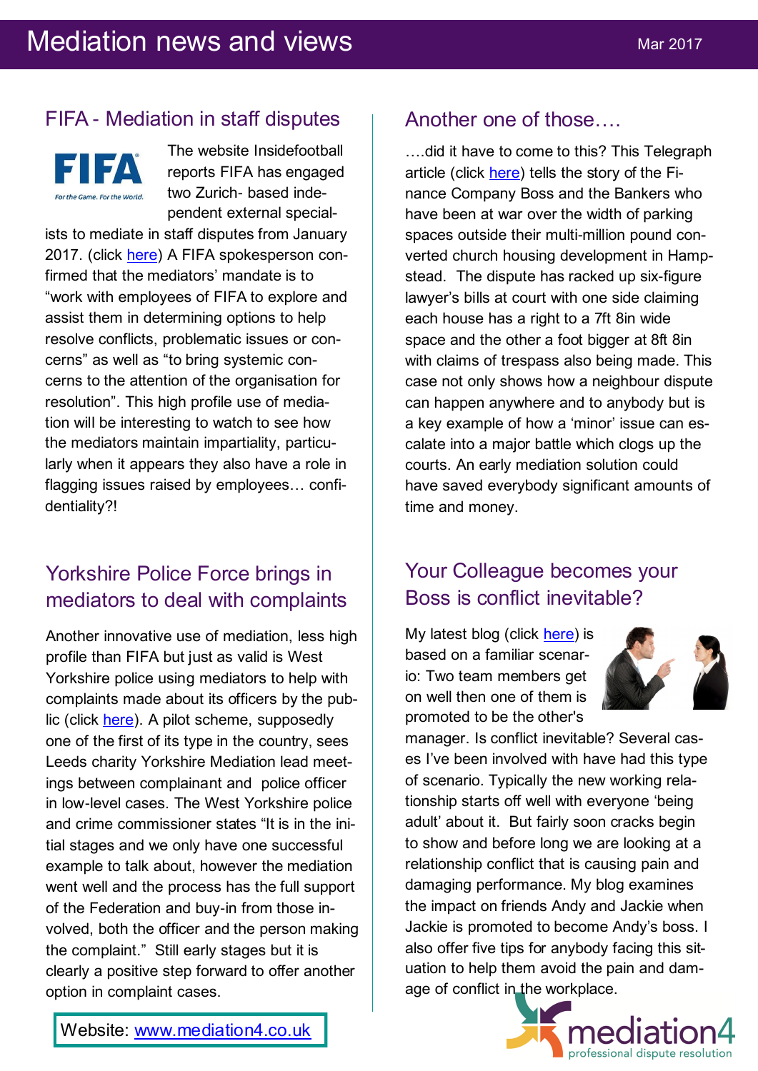# Mediation news and views

Mar 2017

## FIFA - Mediation in staff disputes

The website Insidefootball reports FIFA has engaged two Zurich- based independent external specialists to mediate in staff disputes from January 2017. (click here) A FIFA spokesperson confirmed that the mediators' mandate is to "work with employees of FIFA to explore and assist them in determining options to help resolve conflicts, problematic issues or concerns" as well as "to bring systemic concerns to the attention of the organisation for resolution". This high profile use of mediation will be interesting to watch to see how the mediators maintain impartiality, particularly when it appears they also have a role in flagging issues raised by employees… confidentiality?!

## Yorkshire Police Force brings in mediators to deal with complaints

Another innovative use of mediation, less high profile than FIFA but just as valid is West Yorkshire police using mediators to help with complaints made about its officers by the public (click here). A pilot scheme, supposedly one of the first of its type in the country, sees Leeds charity Yorkshire Mediation lead meetings between complainant and police officer in low-level cases. The West Yorkshire police and crime commissioner states "It is in the initial stages and we only have one successful example to talk about, however the mediation went well and the process has the full support of the Federation and buy-in from those involved, both the officer and the person making the complaint." Still early stages but it is clearly a positive step forward to offer another option in complaint cases.

Website: www.mediation4.co.uk

## Another one of those….

….did it have to come to this? This Telegraph article (click here) tells the story of the Finance Company Boss and the Bankers who have been at war over the width of parking spaces outside their multi-million pound converted church housing development in Hampstead. The dispute has racked up six-figure lawyer's bills at court with one side claiming each house has a right to a 7ft 8in wide space and the other a foot bigger at 8ft 8in with claims of trespass also being made. This case not only shows how a neighbour dispute can happen anywhere and to anybody but is a key example of how a 'minor' issue can escalate into a major battle which clogs up the courts. An early mediation solution could have saved everybody significant amounts of time and money.

## Your Colleague becomes your Boss is conflict inevitable?

My latest blog (click here) is based on a familiar scenario: Two team members get on well then one of them is promoted to be the other's manager. Is conflict inevitable? Several cases I've been involved with have had this type of scenario. Typically the new working relationship starts off well with everyone 'being adult' about it. But fairly soon cracks begin to show and before long we are looking at a relationship conflict that is causing pain and damaging performance. My blog examines the impact on friends Andy and Jackie when Jackie is promoted to become Andy's boss. I also offer five tips for anybody facing this situation to help them avoid the pain and damage of conflict in the workplace.

mediation4
professional dispute resolution